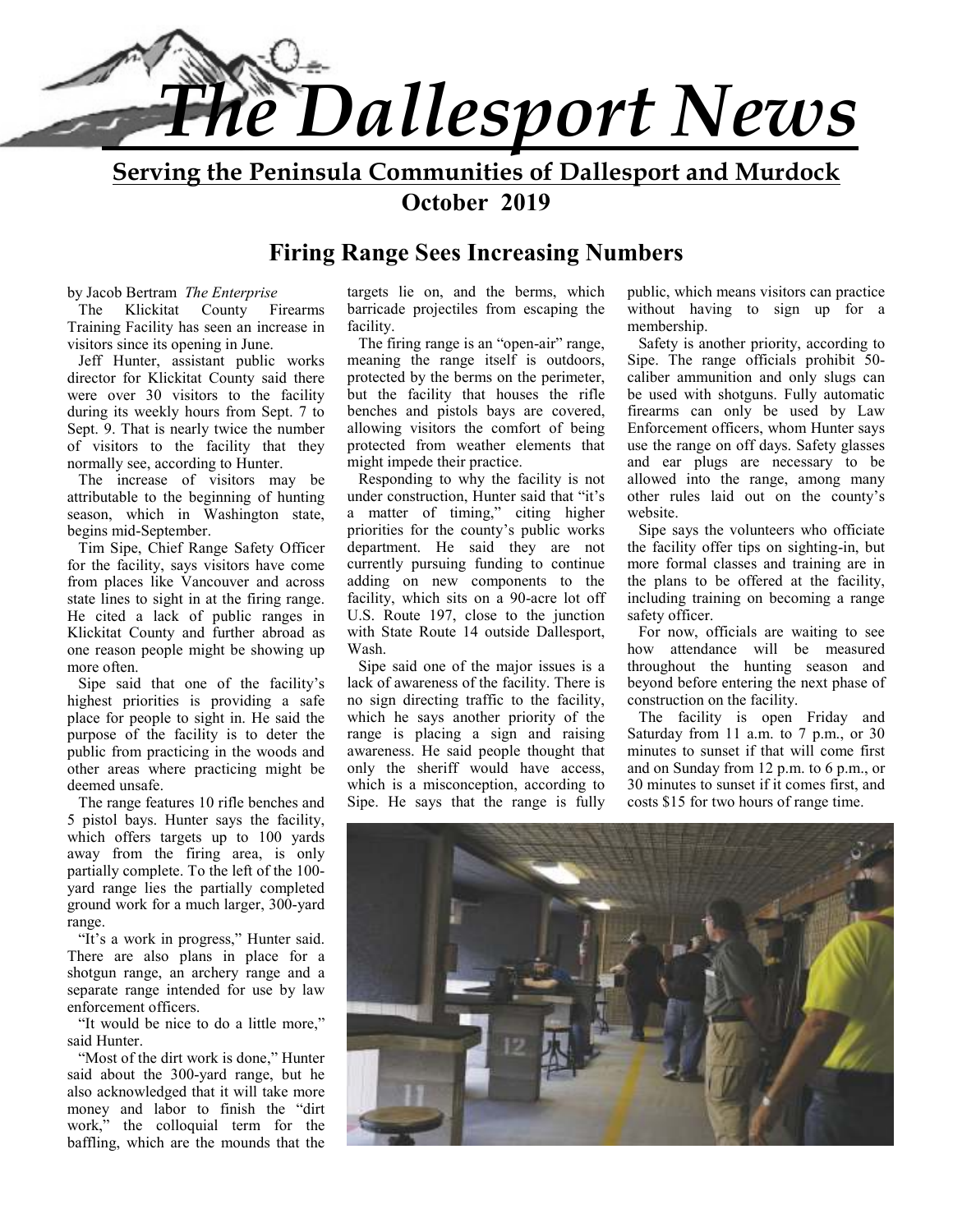# The Dallesport News

**Serving the Peninsula Communities of Dallesport and Murdock**

**October 2019**

## Firing Range Sees Increasing Numbers

by Jacob Bertram *The Enterprise*

The Klickitat County Firearms Training Facility has seen an increase in visitors since its opening in June.

Jeff Hunter, assistant public works director for Klickitat County said there were over 30 visitors to the facility during its weekly hours from Sept. 7 to Sept. 9. That is nearly twice the number of visitors to the facility that they normally see, according to Hunter.

The increase of visitors may be attributable to the beginning of hunting season, which in Washington state, begins mid-September.

Tim Sipe, Chief Range Safety Officer for the facility, says visitors have come from places like Vancouver and across state lines to sight in at the firing range. He cited a lack of public ranges in Klickitat County and further abroad as one reason people might be showing up more often.

Sipe said that one of the facility's highest priorities is providing a safe place for people to sight in. He said the purpose of the facility is to deter the public from practicing in the woods and other areas where practicing might be deemed unsafe.

The range features 10 rifle benches and 5 pistol bays. Hunter says the facility, which offers targets up to 100 yards away from the firing area, is only partially complete. To the left of the 100-yard range lies the partially completed ground work for a much larger, 300-yard range.

"It's a work in progress," Hunter said. There are also plans in place for a shotgun range, an archery range and a separate range intended for use by law enforcement officers.

"It would be nice to do a little more," said Hunter.

"Most of the dirt work is done," Hunter said about the 300-yard range, but he also acknowledged that it will take more money and labor to finish the "dirt work," the colloquial term for the baffling, which are the mounds that the targets lie on, and the berms, which barricade projectiles from escaping the facility.

The firing range is an "open-air" range, meaning the range itself is outdoors, protected by the berms on the perimeter, but the facility that houses the rifle benches and pistols bays are covered, allowing visitors the comfort of being protected from weather elements that might impede their practice.

Responding to why the facility is not under construction, Hunter said that "it's a matter of timing," citing higher priorities for the county's public works department. He said they are not currently pursuing funding to continue adding on new components to the facility, which sits on a 90-acre lot off U.S. Route 197, close to the junction with State Route 14 outside Dallesport, Wash.

Sipe said one of the major issues is a lack of awareness of the facility. There is no sign directing traffic to the facility, which he says another priority of the range is placing a sign and raising awareness. He said people thought that only the sheriff would have access, which is a misconception, according to Sipe. He says that the range is fully public, which means visitors can practice without having to sign up for a membership.

Safety is another priority, according to Sipe. The range officials prohibit 50-caliber ammunition and only slugs can be used with shotguns. Fully automatic firearms can only be used by Law Enforcement officers, whom Hunter says use the range on off days. Safety glasses and ear plugs are necessary to be allowed into the range, among many other rules laid out on the county's website.

Sipe says the volunteers who officiate the facility offer tips on sighting-in, but more formal classes and training are in the plans to be offered at the facility, including training on becoming a range safety officer.

For now, officials are waiting to see how attendance will be measured throughout the hunting season and beyond before entering the next phase of construction on the facility.

The facility is open Friday and Saturday from 11 a.m. to 7 p.m., or 30 minutes to sunset if that will come first and on Sunday from 12 p.m. to 6 p.m., or 30 minutes to sunset if it comes first, and costs $15 for two hours of range time.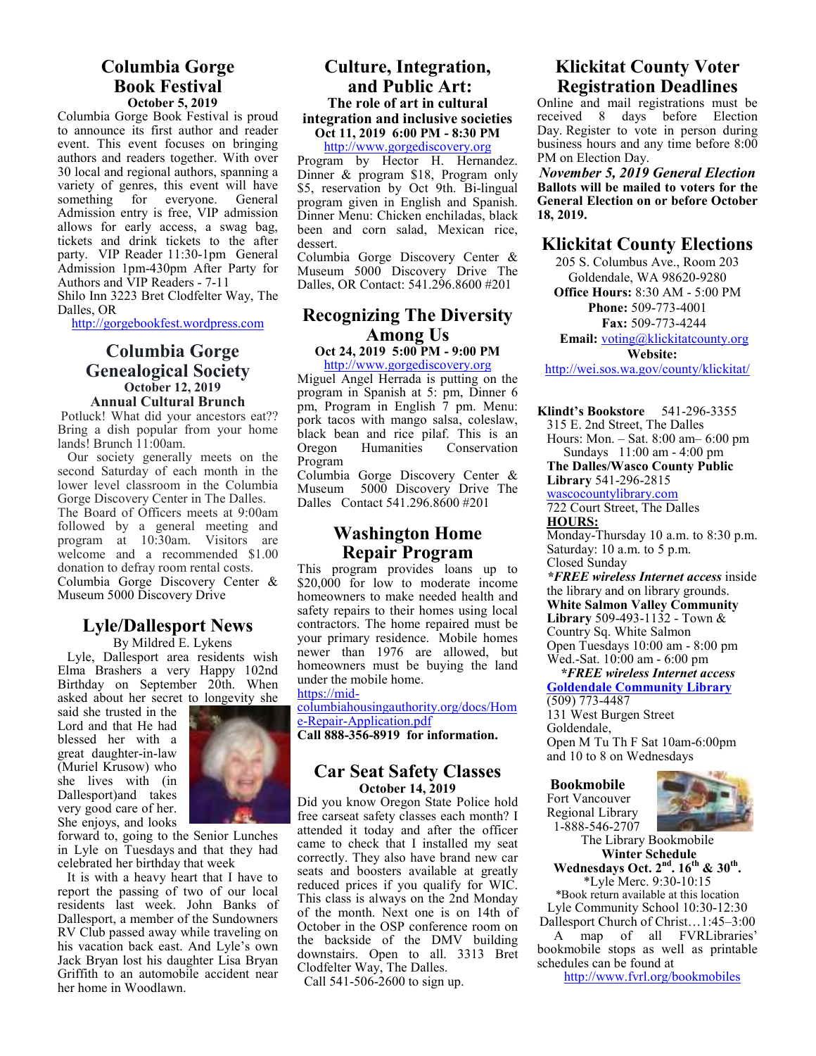## Columbia Gorge Book Festival

**October 5, 2019**

Columbia Gorge Book Festival is proud to announce its first author and reader event. This event focuses on bringing authors and readers together. With over 30 local and regional authors, spanning a variety of genres, this event will have something for everyone. General Admission entry is free, VIP admission allows for early access, a swag bag, tickets and drink tickets to the after party. VIP Reader 11:30-1pm General Admission 1pm-430pm After Party for Authors and VIP Readers - 7-11

Shilo Inn 3223 Bret Clodfelter Way, The Dalles, OR

http://gorgebookfest.wordpress.com

## Columbia Gorge Genealogical Society

**October 12, 2019**

**Annual Cultural Brunch**

Potluck! What did your ancestors eat?? Bring a dish popular from your home lands! Brunch 11:00am.

Our society generally meets on the second Saturday of each month in the lower level classroom in the Columbia Gorge Discovery Center in The Dalles. The Board of Officers meets at 9:00am followed by a general meeting and program at 10:30am. Visitors are welcome and a recommended $1.00 donation to defray room rental costs. Columbia Gorge Discovery Center & Museum 5000 Discovery Drive

## Lyle/Dallesport News

By Mildred E. Lykens

Lyle, Dallesport area residents wish Elma Brashers a very Happy 102nd Birthday on September 20th. When asked about her secret to longevity she said she trusted in the Lord and that He had blessed her with a great daughter-in-law (Muriel Krusow) who she lives with (in Dallesport)and takes very good care of her. She enjoys, and looks forward to, going to the Senior Lunches in Lyle on Tuesdays and that they had celebrated her birthday that week

It is with a heavy heart that I have to report the passing of two of our local residents last week. John Banks of Dallesport, a member of the Sundowners RV Club passed away while traveling on his vacation back east. And Lyle's own Jack Bryan lost his daughter Lisa Bryan Griffith to an automobile accident near her home in Woodlawn.

## Culture, Integration, and Public Art:

**The role of art in cultural integration and inclusive societies**

**Oct 11, 2019 6:00 PM - 8:30 PM**

http://www.gorgediscovery.org

Program by Hector H. Hernandez. Dinner & program $18, Program only $5, reservation by Oct 9th. Bi-lingual program given in English and Spanish. Dinner Menu: Chicken enchiladas, black been and corn salad, Mexican rice, dessert.

Columbia Gorge Discovery Center & Museum 5000 Discovery Drive The Dalles, OR Contact: 541.296.8600 #201

## Recognizing The Diversity Among Us

**Oct 24, 2019 5:00 PM - 9:00 PM**

http://www.gorgediscovery.org

Miguel Angel Herrada is putting on the program in Spanish at 5: pm, Dinner 6 pm, Program in English 7 pm. Menu: pork tacos with mango salsa, coleslaw, black bean and rice pilaf. This is an Oregon Humanities Conservation Program

Columbia Gorge Discovery Center & Museum 5000 Discovery Drive The Dalles Contact 541.296.8600 #201

## Washington Home Repair Program

This program provides loans up to $20,000 for low to moderate income homeowners to make needed health and safety repairs to their homes using local contractors. The home repaired must be your primary residence. Mobile homes newer than 1976 are allowed, but homeowners must be buying the land under the mobile home.

https://mid-columbiahousingauthority.org/docs/Home-Repair-Application.pdf

**Call 888-356-8919 for information.**

## Car Seat Safety Classes

**October 14, 2019**

Did you know Oregon State Police hold free carseat safety classes each month? I attended it today and after the officer came to check that I installed my seat correctly. They also have brand new car seats and boosters available at greatly reduced prices if you qualify for WIC. This class is always on the 2nd Monday of the month. Next one is on 14th of October in the OSP conference room on the backside of the DMV building downstairs. Open to all. 3313 Bret Clodfelter Way, The Dalles.

Call 541-506-2600 to sign up.

## Klickitat County Voter Registration Deadlines

Online and mail registrations must be received 8 days before Election Day. Register to vote in person during business hours and any time before 8:00 PM on Election Day.

***November 5, 2019 General Election***

**Ballots will be mailed to voters for the General Election on or before October 18, 2019.**

## Klickitat County Elections

205 S. Columbus Ave., Room 203
Goldendale, WA 98620-9280
**Office Hours:** 8:30 AM - 5:00 PM
**Phone:** 509-773-4001
**Fax:** 509-773-4244
**Email:** voting@klickitatcounty.org
**Website:**
http://wei.sos.wa.gov/county/klickitat/

**Klindt's Bookstore** 541-296-3355
315 E. 2nd Street, The Dalles
Hours: Mon. – Sat. 8:00 am– 6:00 pm
Sundays 11:00 am - 4:00 pm

**The Dalles/Wasco County Public Library** 541-296-2815
wascocountylibrary.com
722 Court Street, The Dalles
**HOURS:**
Monday-Thursday 10 a.m. to 8:30 p.m.
Saturday: 10 a.m. to 5 p.m.
Closed Sunday
***FREE wireless Internet access** inside the library and on library grounds.

**White Salmon Valley Community Library** 509-493-1132 - Town & Country Sq. White Salmon
Open Tuesdays 10:00 am - 8:00 pm
Wed.-Sat. 10:00 am - 6:00 pm
***FREE wireless Internet access***

**Goldendale Community Library**
(509) 773-4487
131 West Burgen Street
Goldendale,
Open M Tu Th F Sat 10am-6:00pm and 10 to 8 on Wednesdays

**Bookmobile**
Fort Vancouver Regional Library
1-888-546-2707
The Library Bookmobile
**Winter Schedule**
**Wednesdays Oct. 2nd. 16th & 30th.**
*Lyle Merc. 9:30-10:15
*Book return available at this location
Lyle Community School 10:30-12:30
Dallesport Church of Christ…1:45–3:00

A map of all FVRLibraries' bookmobile stops as well as printable schedules can be found at
http://www.fvrl.org/bookmobiles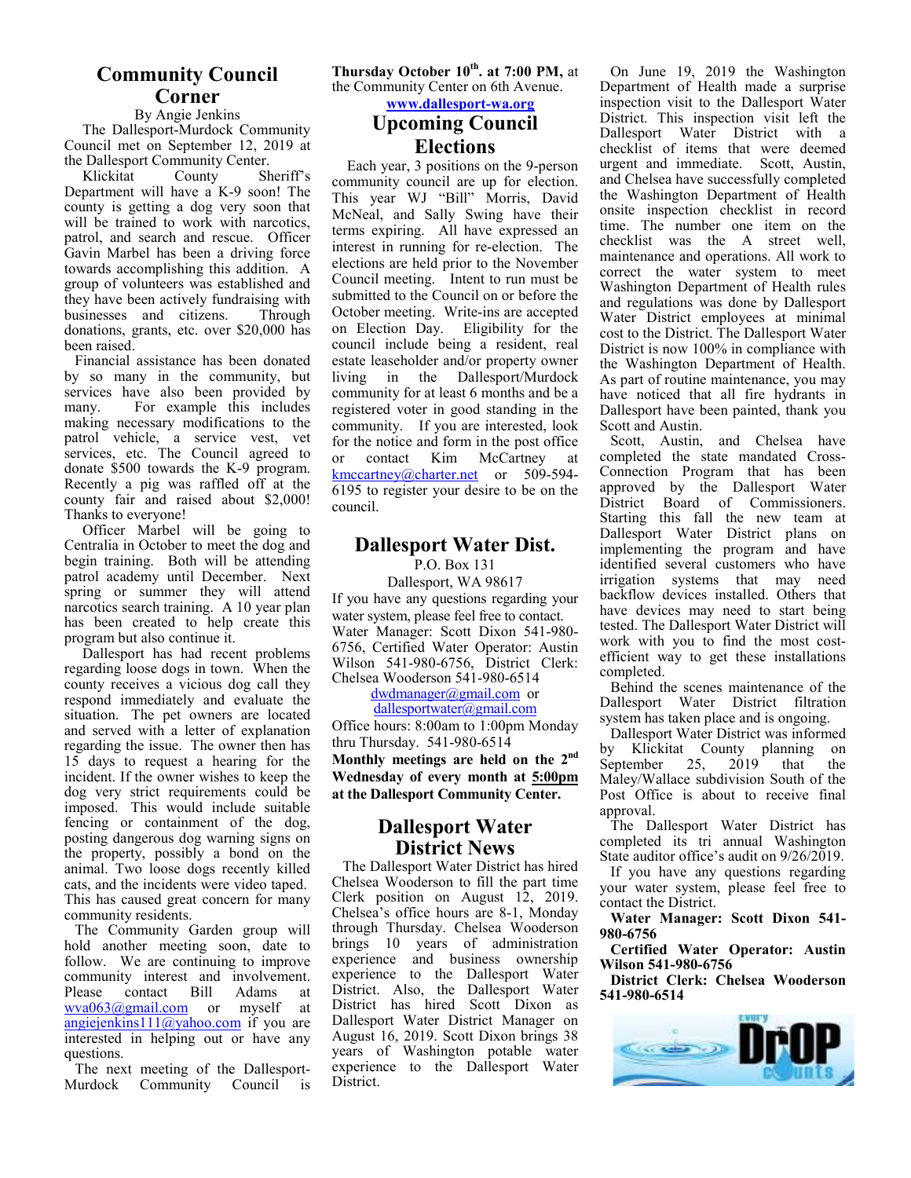## Community Council Corner

By Angie Jenkins

The Dallesport-Murdock Community Council met on September 12, 2019 at the Dallesport Community Center.

Klickitat County Sheriff's Department will have a K-9 soon! The county is getting a dog very soon that will be trained to work with narcotics, patrol, and search and rescue. Officer Gavin Marbel has been a driving force towards accomplishing this addition. A group of volunteers was established and they have been actively fundraising with businesses and citizens. Through donations, grants, etc. over $20,000 has been raised.

Financial assistance has been donated by so many in the community, but services have also been provided by many. For example this includes making necessary modifications to the patrol vehicle, a service vest, vet services, etc. The Council agreed to donate $500 towards the K-9 program. Recently a pig was raffled off at the county fair and raised about $2,000! Thanks to everyone!

Officer Marbel will be going to Centralia in October to meet the dog and begin training. Both will be attending patrol academy until December. Next spring or summer they will attend narcotics search training. A 10 year plan has been created to help create this program but also continue it.

Dallesport has had recent problems regarding loose dogs in town. When the county receives a vicious dog call they respond immediately and evaluate the situation. The pet owners are located and served with a letter of explanation regarding the issue. The owner then has 15 days to request a hearing for the incident. If the owner wishes to keep the dog very strict requirements could be imposed. This would include suitable fencing or containment of the dog, posting dangerous dog warning signs on the property, possibly a bond on the animal. Two loose dogs recently killed cats, and the incidents were video taped. This has caused great concern for many community residents.

The Community Garden group will hold another meeting soon, date to follow. We are continuing to improve community interest and involvement. Please contact Bill Adams at wva063@gmail.com or myself at angiejenkins111@yahoo.com if you are interested in helping out or have any questions.

The next meeting of the Dallesport-Murdock Community Council is **Thursday October 10th. at 7:00 PM,** at the Community Center on 6th Avenue.

**www.dallesport-wa.org**

## Upcoming Council Elections

Each year, 3 positions on the 9-person community council are up for election. This year WJ "Bill" Morris, David McNeal, and Sally Swing have their terms expiring. All have expressed an interest in running for re-election. The elections are held prior to the November Council meeting. Intent to run must be submitted to the Council on or before the October meeting. Write-ins are accepted on Election Day. Eligibility for the council include being a resident, real estate leaseholder and/or property owner living in the Dallesport/Murdock community for at least 6 months and be a registered voter in good standing in the community. If you are interested, look for the notice and form in the post office or contact Kim McCartney at kmccartney@charter.net or 509-594-6195 to register your desire to be on the council.

## Dallesport Water Dist.

P.O. Box 131

Dallesport, WA 98617

If you have any questions regarding your water system, please feel free to contact. Water Manager: Scott Dixon 541-980-6756, Certified Water Operator: Austin Wilson 541-980-6756, District Clerk: Chelsea Wooderson 541-980-6514

dwdmanager@gmail.com or dallesportwater@gmail.com

Office hours: 8:00am to 1:00pm Monday thru Thursday. 541-980-6514

**Monthly meetings are held on the 2nd Wednesday of every month at 5:00pm at the Dallesport Community Center.**

## Dallesport Water District News

The Dallesport Water District has hired Chelsea Wooderson to fill the part time Clerk position on August 12, 2019. Chelsea's office hours are 8-1, Monday through Thursday. Chelsea Wooderson brings 10 years of administration experience and business ownership experience to the Dallesport Water District. Also, the Dallesport Water District has hired Scott Dixon as Dallesport Water District Manager on August 16, 2019. Scott Dixon brings 38 years of Washington potable water experience to the Dallesport Water District.

On June 19, 2019 the Washington Department of Health made a surprise inspection visit to the Dallesport Water District. This inspection visit left the Dallesport Water District with a checklist of items that were deemed urgent and immediate. Scott, Austin, and Chelsea have successfully completed the Washington Department of Health onsite inspection checklist in record time. The number one item on the checklist was the A street well, maintenance and operations. All work to correct the water system to meet Washington Department of Health rules and regulations was done by Dallesport Water District employees at minimal cost to the District. The Dallesport Water District is now 100% in compliance with the Washington Department of Health. As part of routine maintenance, you may have noticed that all fire hydrants in Dallesport have been painted, thank you Scott and Austin.

Scott, Austin, and Chelsea have completed the state mandated Cross-Connection Program that has been approved by the Dallesport Water District Board of Commissioners. Starting this fall the new team at Dallesport Water District plans on implementing the program and have identified several customers who have irrigation systems that may need backflow devices installed. Others that have devices may need to start being tested. The Dallesport Water District will work with you to find the most cost-efficient way to get these installations completed.

Behind the scenes maintenance of the Dallesport Water District filtration system has taken place and is ongoing.

Dallesport Water District was informed by Klickitat County planning on September 25, 2019 that the Maley/Wallace subdivision South of the Post Office is about to receive final approval.

The Dallesport Water District has completed its tri annual Washington State auditor office's audit on 9/26/2019.

If you have any questions regarding your water system, please feel free to contact the District.

**Water Manager: Scott Dixon 541-980-6756**

**Certified Water Operator: Austin Wilson 541-980-6756**

**District Clerk: Chelsea Wooderson 541-980-6514**

Every DrOP Counts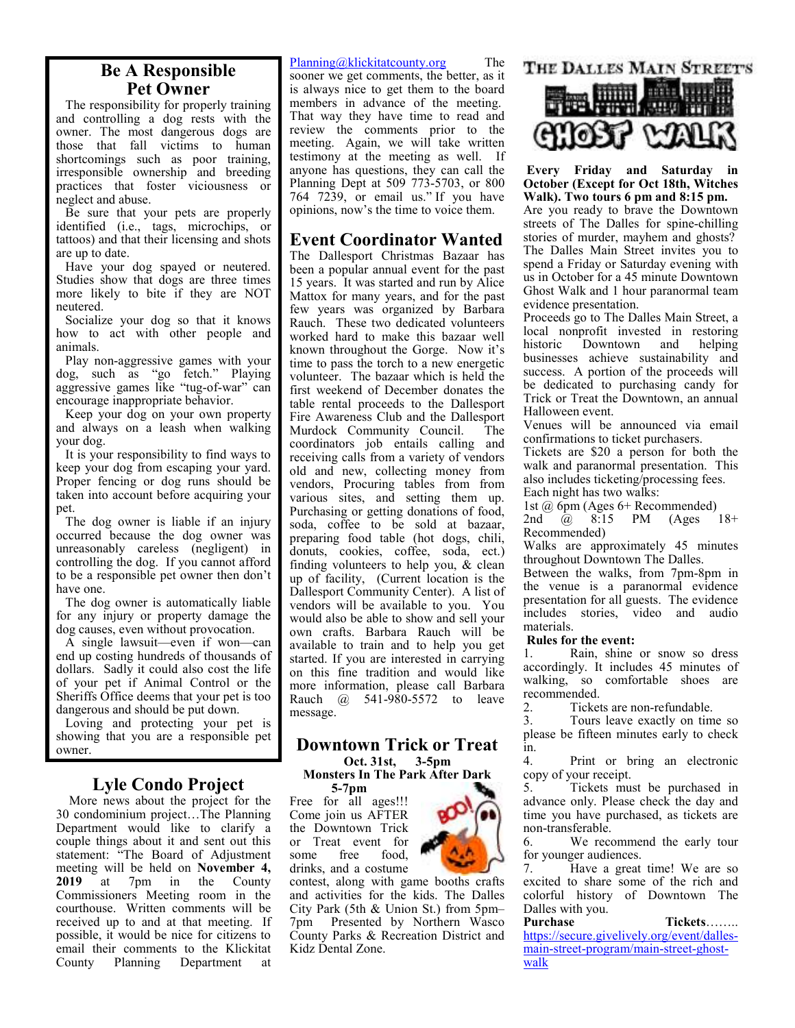## Be A Responsible Pet Owner

The responsibility for properly training and controlling a dog rests with the owner. The most dangerous dogs are those that fall victims to human shortcomings such as poor training, irresponsible ownership and breeding practices that foster viciousness or neglect and abuse.

Be sure that your pets are properly identified (i.e., tags, microchips, or tattoos) and that their licensing and shots are up to date.

Have your dog spayed or neutered. Studies show that dogs are three times more likely to bite if they are NOT neutered.

Socialize your dog so that it knows how to act with other people and animals.

Play non-aggressive games with your dog, such as "go fetch." Playing aggressive games like "tug-of-war" can encourage inappropriate behavior.

Keep your dog on your own property and always on a leash when walking your dog.

It is your responsibility to find ways to keep your dog from escaping your yard. Proper fencing or dog runs should be taken into account before acquiring your pet.

The dog owner is liable if an injury occurred because the dog owner was unreasonably careless (negligent) in controlling the dog. If you cannot afford to be a responsible pet owner then don't have one.

The dog owner is automatically liable for any injury or property damage the dog causes, even without provocation.

A single lawsuit—even if won—can end up costing hundreds of thousands of dollars. Sadly it could also cost the life of your pet if Animal Control or the Sheriffs Office deems that your pet is too dangerous and should be put down.

Loving and protecting your pet is showing that you are a responsible pet owner.

## Lyle Condo Project

More news about the project for the 30 condominium project…The Planning Department would like to clarify a couple things about it and sent out this statement: "The Board of Adjustment meeting will be held on **November 4, 2019** at 7pm in the County Commissioners Meeting room in the courthouse. Written comments will be received up to and at that meeting. If possible, it would be nice for citizens to email their comments to the Klickitat County Planning Department at Planning@klickitatcounty.org The sooner we get comments, the better, as it is always nice to get them to the board members in advance of the meeting. That way they have time to read and review the comments prior to the meeting. Again, we will take written testimony at the meeting as well. If anyone has questions, they can call the Planning Dept at 509 773-5703, or 800 764 7239, or email us." If you have opinions, now's the time to voice them.

## Event Coordinator Wanted

The Dallesport Christmas Bazaar has been a popular annual event for the past 15 years. It was started and run by Alice Mattox for many years, and for the past few years was organized by Barbara Rauch. These two dedicated volunteers worked hard to make this bazaar well known throughout the Gorge. Now it's time to pass the torch to a new energetic volunteer. The bazaar which is held the first weekend of December donates the table rental proceeds to the Dallesport Fire Awareness Club and the Dallesport Murdock Community Council. The coordinators job entails calling and receiving calls from a variety of vendors old and new, collecting money from vendors, Procuring tables from various sites, and setting them up. Purchasing or getting donations of food, soda, coffee to be sold at bazaar, preparing food table (hot dogs, chili, donuts, cookies, coffee, soda, ect.) finding volunteers to help you, & clean up of facility, (Current location is the Dallesport Community Center). A list of vendors will be available to you. You would also be able to show and sell your own crafts. Barbara Rauch will be available to train and to help you get started. If you are interested in carrying on this fine tradition and would like more information, please call Barbara Rauch @ 541-980-5572 to leave message.

## Downtown Trick or Treat

**Oct. 31st, 3-5pm**
**Monsters In The Park After Dark 5-7pm**

Free for all ages!!! Come join us AFTER the Downtown Trick or Treat event for some free food, drinks, and a costume contest, along with game booths crafts and activities for the kids. The Dalles City Park (5th & Union St.) from 5pm–7pm Presented by Northern Wasco County Parks & Recreation District and Kidz Dental Zone.

## The Dalles Main Street's Ghost Walk

**Every Friday and Saturday in October (Except for Oct 18th, Witches Walk). Two tours 6 pm and 8:15 pm.**

Are you ready to brave the Downtown streets of The Dalles for spine-chilling stories of murder, mayhem and ghosts? The Dalles Main Street invites you to spend a Friday or Saturday evening with us in October for a 45 minute Downtown Ghost Walk and 1 hour paranormal team evidence presentation.

Proceeds go to The Dalles Main Street, a local nonprofit invested in restoring historic Downtown and helping businesses achieve sustainability and success. A portion of the proceeds will be dedicated to purchasing candy for Trick or Treat the Downtown, an annual Halloween event.

Venues will be announced via email confirmations to ticket purchasers.

Tickets are $20 a person for both the walk and paranormal presentation. This also includes ticketing/processing fees.

Each night has two walks:

1st @ 6pm (Ages 6+ Recommended)

2nd @ 8:15 PM (Ages 18+ Recommended)

Walks are approximately 45 minutes throughout Downtown The Dalles.

Between the walks, from 7pm-8pm in the venue is a paranormal evidence presentation for all guests. The evidence includes stories, video and audio materials.

**Rules for the event:**

1. Rain, shine or snow so dress accordingly. It includes 45 minutes of walking, so comfortable shoes are recommended.
2. Tickets are non-refundable.
3. Tours leave exactly on time so please be fifteen minutes early to check in.
4. Print or bring an electronic copy of your receipt.
5. Tickets must be purchased in advance only. Please check the day and time you have purchased, as tickets are non-transferable.
6. We recommend the early tour for younger audiences.
7. Have a great time! We are so excited to share some of the rich and colorful history of Downtown The Dalles with you.

**Purchase Tickets……..** https://secure.givelively.org/event/dalles-main-street-program/main-street-ghost-walk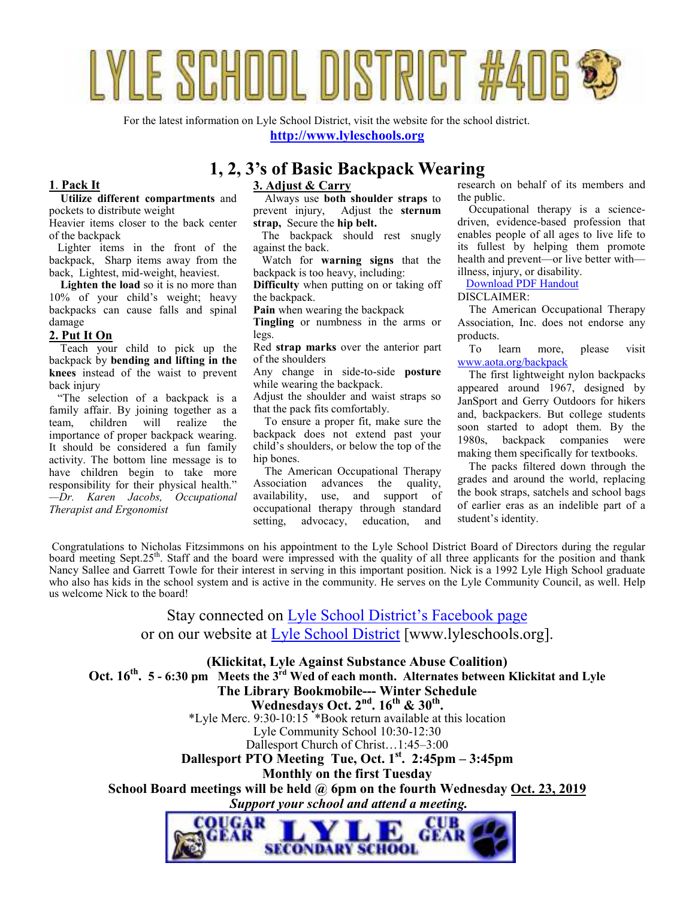# LYLE SCHOOL DISTRICT #406

For the latest information on Lyle School District, visit the website for the school district.

**http://www.lyleschools.org**

## 1, 2, 3's of Basic Backpack Wearing

**1. Pack It**

**Utilize different compartments** and pockets to distribute weight

Heavier items closer to the back center of the backpack

Lighter items in the front of the backpack, Sharp items away from the back, Lightest, mid-weight, heaviest.

**Lighten the load** so it is no more than 10% of your child's weight; heavy backpacks can cause falls and spinal damage

**2. Put It On**

Teach your child to pick up the backpack by **bending and lifting in the knees** instead of the waist to prevent back injury

"The selection of a backpack is a family affair. By joining together as a team, children will realize the importance of proper backpack wearing. It should be considered a fun family activity. The bottom line message is to have children begin to take more responsibility for their physical health." *—Dr. Karen Jacobs, Occupational Therapist and Ergonomist*

**3. Adjust & Carry**

Always use **both shoulder straps** to prevent injury, Adjust the **sternum strap,** Secure the **hip belt.**

The backpack should rest snugly against the back.

Watch for **warning signs** that the backpack is too heavy, including:

**Difficulty** when putting on or taking off the backpack.

**Pain** when wearing the backpack

**Tingling** or numbness in the arms or legs.

Red **strap marks** over the anterior part of the shoulders

Any change in side-to-side **posture** while wearing the backpack.

Adjust the shoulder and waist straps so that the pack fits comfortably.

To ensure a proper fit, make sure the backpack does not extend past your child's shoulders, or below the top of the hip bones.

The American Occupational Therapy Association advances the quality, availability, use, and support of occupational therapy through standard setting, advocacy, education, and research on behalf of its members and the public.

Occupational therapy is a science-driven, evidence-based profession that enables people of all ages to live life to its fullest by helping them promote health and prevent—or live better with—illness, injury, or disability.

Download PDF Handout

DISCLAIMER:

The American Occupational Therapy Association, Inc. does not endorse any products.

To learn more, please visit www.aota.org/backpack

The first lightweight nylon backpacks appeared around 1967, designed by JanSport and Gerry Outdoors for hikers and, backpackers. But college students soon started to adopt them. By the 1980s, backpack companies were making them specifically for textbooks.

The packs filtered down through the grades and around the world, replacing the book straps, satchels and school bags of earlier eras as an indelible part of a student's identity.

Congratulations to Nicholas Fitzsimmons on his appointment to the Lyle School District Board of Directors during the regular board meeting Sept.25th. Staff and the board were impressed with the quality of all three applicants for the position and thank Nancy Sallee and Garrett Towle for their interest in serving in this important position. Nick is a 1992 Lyle High School graduate who also has kids in the school system and is active in the community. He serves on the Lyle Community Council, as well. Help us welcome Nick to the board!

Stay connected on Lyle School District's Facebook page
or on our website at Lyle School District [www.lyleschools.org].

**(Klickitat, Lyle Against Substance Abuse Coalition)**

**Oct. 16th. 5 - 6:30 pm Meets the 3rd Wed of each month. Alternates between Klickitat and Lyle**

**The Library Bookmobile--- Winter Schedule**

**Wednesdays Oct. 2nd. 16th & 30th.**

*Lyle Merc. 9:30-10:15 *Book return available at this location

Lyle Community School 10:30-12:30

Dallesport Church of Christ…1:45–3:00

**Dallesport PTO Meeting Tue, Oct. 1st. 2:45pm – 3:45pm**

**Monthly on the first Tuesday**

**School Board meetings will be held @ 6pm on the fourth Wednesday Oct. 23, 2019**

***Support your school and attend a meeting.***

COUGAR GEAR LYLE SECONDARY SCHOOL CUB GEAR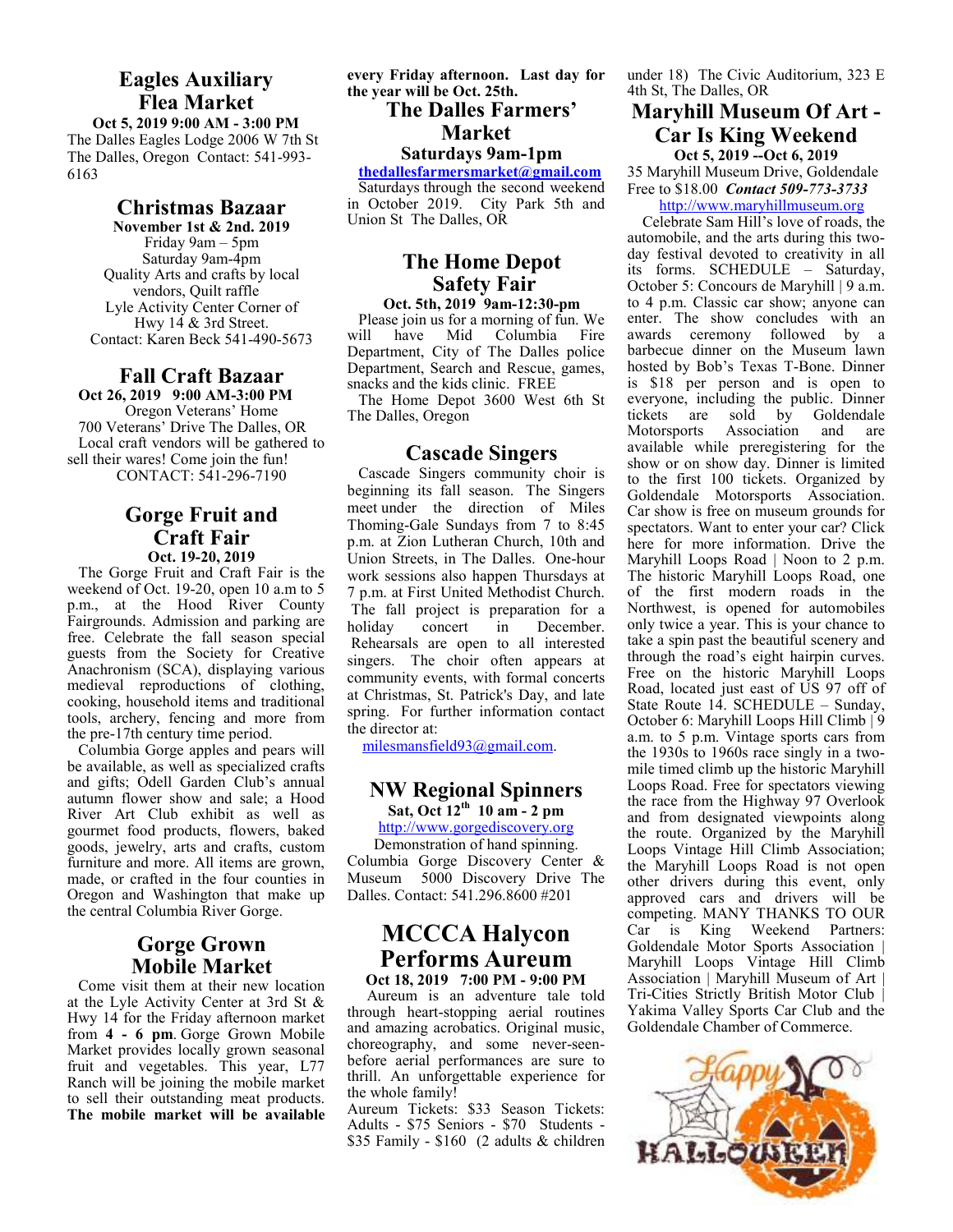## Eagles Auxiliary Flea Market

**Oct 5, 2019 9:00 AM - 3:00 PM**

The Dalles Eagles Lodge 2006 W 7th St The Dalles, Oregon Contact: 541-993-6163

## Christmas Bazaar

**November 1st & 2nd. 2019**

Friday 9am – 5pm
Saturday 9am-4pm
Quality Arts and crafts by local vendors, Quilt raffle
Lyle Activity Center Corner of Hwy 14 & 3rd Street.
Contact: Karen Beck 541-490-5673

## Fall Craft Bazaar

**Oct 26, 2019 9:00 AM-3:00 PM**

Oregon Veterans' Home
700 Veterans' Drive The Dalles, OR
Local craft vendors will be gathered to sell their wares! Come join the fun!
CONTACT: 541-296-7190

## Gorge Fruit and Craft Fair

**Oct. 19-20, 2019**

The Gorge Fruit and Craft Fair is the weekend of Oct. 19-20, open 10 a.m to 5 p.m., at the Hood River County Fairgrounds. Admission and parking are free. Celebrate the fall season special guests from the Society for Creative Anachronism (SCA), displaying various medieval reproductions of clothing, cooking, household items and traditional tools, archery, fencing and more from the pre-17th century time period.

Columbia Gorge apples and pears will be available, as well as specialized crafts and gifts; Odell Garden Club's annual autumn flower show and sale; a Hood River Art Club exhibit as well as gourmet food products, flowers, baked goods, jewelry, arts and crafts, custom furniture and more. All items are grown, made, or crafted in the four counties in Oregon and Washington that make up the central Columbia River Gorge.

## Gorge Grown Mobile Market

Come visit them at their new location at the Lyle Activity Center at 3rd St & Hwy 14 for the Friday afternoon market from **4 - 6 pm**. Gorge Grown Mobile Market provides locally grown seasonal fruit and vegetables. This year, L77 Ranch will be joining the mobile market to sell their outstanding meat products. **The mobile market will be available every Friday afternoon. Last day for the year will be Oct. 25th.**

## The Dalles Farmers' Market

**Saturdays 9am-1pm**

**thedallesfarmersmarket@gmail.com**

Saturdays through the second weekend in October 2019. City Park 5th and Union St The Dalles, OR

## The Home Depot Safety Fair

**Oct. 5th, 2019 9am-12:30-pm**

Please join us for a morning of fun. We will have Mid Columbia Fire Department, City of The Dalles police Department, Search and Rescue, games, snacks and the kids clinic. FREE

The Home Depot 3600 West 6th St The Dalles, Oregon

## Cascade Singers

Cascade Singers community choir is beginning its fall season. The Singers meet under the direction of Miles Thoming-Gale Sundays from 7 to 8:45 p.m. at Zion Lutheran Church, 10th and Union Streets, in The Dalles. One-hour work sessions also happen Thursdays at 7 p.m. at First United Methodist Church. The fall project is preparation for a holiday concert in December. Rehearsals are open to all interested singers. The choir often appears at community events, with formal concerts at Christmas, St. Patrick's Day, and late spring. For further information contact the director at:

milesmansfield93@gmail.com.

## NW Regional Spinners

**Sat, Oct 12th 10 am - 2 pm**

http://www.gorgediscovery.org

Demonstration of hand spinning.
Columbia Gorge Discovery Center & Museum 5000 Discovery Drive The Dalles. Contact: 541.296.8600 #201

## MCCCA Halycon Performs Aureum

**Oct 18, 2019 7:00 PM - 9:00 PM**

Aureum is an adventure tale told through heart-stopping aerial routines and amazing acrobatics. Original music, choreography, and some never-seen-before aerial performances are sure to thrill. An unforgettable experience for the whole family!

Aureum Tickets: $33 Season Tickets: Adults - $75 Seniors - $70 Students - $35 Family - $160 (2 adults & children under 18) The Civic Auditorium, 323 E 4th St, The Dalles, OR

## Maryhill Museum Of Art - Car Is King Weekend

**Oct 5, 2019 --Oct 6, 2019**

35 Maryhill Museum Drive, Goldendale
Free to $18.00 ***Contact 509-773-3733***
http://www.maryhillmuseum.org

Celebrate Sam Hill's love of roads, the automobile, and the arts during this two-day festival devoted to creativity in all its forms. SCHEDULE – Saturday, October 5: Concours de Maryhill | 9 a.m. to 4 p.m. Classic car show; anyone can enter. The show concludes with an awards ceremony followed by a barbecue dinner on the Museum lawn hosted by Bob's Texas T-Bone. Dinner is $18 per person and is open to everyone, including the public. Dinner tickets are sold by Goldendale Motorsports Association and are available while preregistering for the show or on show day. Dinner is limited to the first 100 tickets. Organized by Goldendale Motorsports Association. Car show is free on museum grounds for spectators. Want to enter your car? Click here for more information. Drive the Maryhill Loops Road | Noon to 2 p.m. The historic Maryhill Loops Road, one of the first modern roads in the Northwest, is opened for automobiles only twice a year. This is your chance to take a spin past the beautiful scenery and through the road's eight hairpin curves. Free on the historic Maryhill Loops Road, located just east of US 97 off of State Route 14. SCHEDULE – Sunday, October 6: Maryhill Loops Hill Climb | 9 a.m. to 5 p.m. Vintage sports cars from the 1930s to 1960s race singly in a two-mile timed climb up the historic Maryhill Loops Road. Free for spectators viewing the race from the Highway 97 Overlook and from designated viewpoints along the route. Organized by the Maryhill Loops Vintage Hill Climb Association; the Maryhill Loops Road is not open other drivers during this event, only approved cars and drivers will be competing. MANY THANKS TO OUR Car is King Weekend Partners: Goldendale Motor Sports Association | Maryhill Loops Vintage Hill Climb Association | Maryhill Museum of Art | Tri-Cities Strictly British Motor Club | Yakima Valley Sports Car Club and the Goldendale Chamber of Commerce.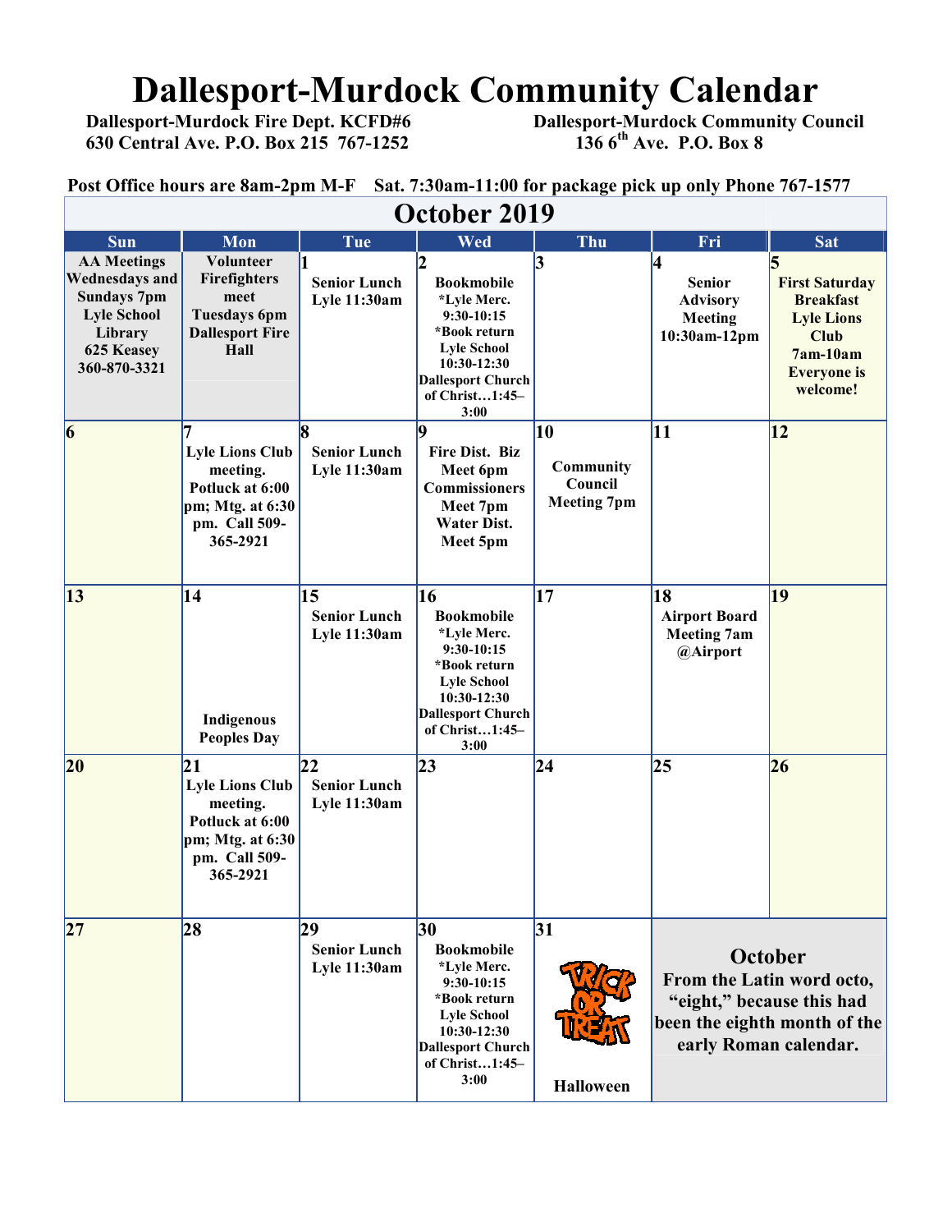# Dallesport-Murdock Community Calendar

**Dallesport-Murdock Fire Dept. KCFD#6**
**630 Central Ave. P.O. Box 215 767-1252**

**Dallesport-Murdock Community Council**
**136 6th Ave. P.O. Box 8**

**Post Office hours are 8am-2pm M-F Sat. 7:30am-11:00 for package pick up only Phone 767-1577**

## October 2019

| Sun | Mon | Tue | Wed | Thu | Fri | Sat |
|---|---|---|---|---|---|---|
| AA Meetings Wednesdays and Sundays 7pm Lyle School Library 625 Keasey 360-870-3321 | Volunteer Firefighters meet Tuesdays 6pm Dallesport Fire Hall | 1 Senior Lunch Lyle 11:30am | 2 Bookmobile *Lyle Merc. 9:30-10:15 *Book return Lyle School 10:30-12:30 Dallesport Church of Christ…1:45–3:00 | 3 | 4 Senior Advisory Meeting 10:30am-12pm | 5 First Saturday Breakfast Lyle Lions Club 7am-10am Everyone is welcome! |
| 6 | 7 Lyle Lions Club meeting. Potluck at 6:00 pm; Mtg. at 6:30 pm. Call 509-365-2921 | 8 Senior Lunch Lyle 11:30am | 9 Fire Dist. Biz Meet 6pm Commissioners Meet 7pm Water Dist. Meet 5pm | 10 Community Council Meeting 7pm | 11 | 12 |
| 13 | 14 Indigenous Peoples Day | 15 Senior Lunch Lyle 11:30am | 16 Bookmobile *Lyle Merc. 9:30-10:15 *Book return Lyle School 10:30-12:30 Dallesport Church of Christ…1:45–3:00 | 17 | 18 Airport Board Meeting 7am @Airport | 19 |
| 20 | 21 Lyle Lions Club meeting. Potluck at 6:00 pm; Mtg. at 6:30 pm. Call 509-365-2921 | 22 Senior Lunch Lyle 11:30am | 23 | 24 | 25 | 26 |
| 27 | 28 | 29 Senior Lunch Lyle 11:30am | 30 Bookmobile *Lyle Merc. 9:30-10:15 *Book return Lyle School 10:30-12:30 Dallesport Church of Christ…1:45–3:00 | 31 TRICK OR TREAT Halloween | **October** From the Latin word octo, "eight," because this had been the eighth month of the early Roman calendar. | |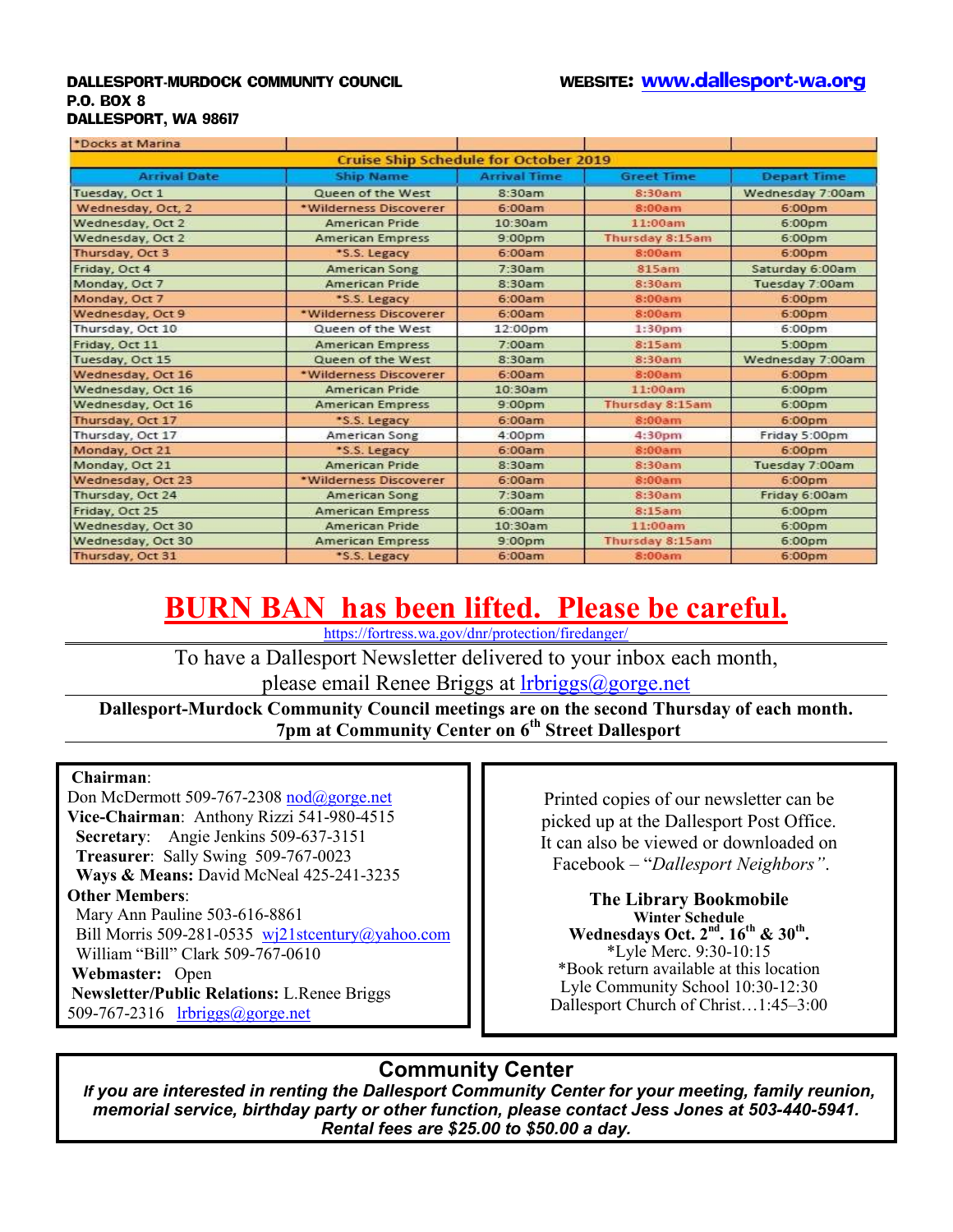**DALLESPORT-MURDOCK COMMUNITY COUNCIL**
**P.O. BOX 8**
**DALLESPORT, WA 98617**

**WEBSITE: www.dallesport-wa.org**

*Docks at Marina

**Cruise Ship Schedule for October 2019**

| Arrival Date | Ship Name | Arrival Time | Greet Time | Depart Time |
|---|---|---|---|---|
| Tuesday, Oct 1 | Queen of the West | 8:30am | 8:30am | Wednesday 7:00am |
| Wednesday, Oct, 2 | *Wilderness Discoverer | 6:00am | 8:00am | 6:00pm |
| Wednesday, Oct 2 | American Pride | 10:30am | 11:00am | 6:00pm |
| Wednesday, Oct 2 | American Empress | 9:00pm | Thursday 8:15am | 6:00pm |
| Thursday, Oct 3 | *S.S. Legacy | 6:00am | 8:00am | 6:00pm |
| Friday, Oct 4 | American Song | 7:30am | 815am | Saturday 6:00am |
| Monday, Oct 7 | American Pride | 8:30am | 8:30am | Tuesday 7:00am |
| Monday, Oct 7 | *S.S. Legacy | 6:00am | 8:00am | 6:00pm |
| Wednesday, Oct 9 | *Wilderness Discoverer | 6:00am | 8:00am | 6:00pm |
| Thursday, Oct 10 | Queen of the West | 12:00pm | 1:30pm | 6:00pm |
| Friday, Oct 11 | American Empress | 7:00am | 8:15am | 5:00pm |
| Tuesday, Oct 15 | Queen of the West | 8:30am | 8:30am | Wednesday 7:00am |
| Wednesday, Oct 16 | *Wilderness Discoverer | 6:00am | 8:00am | 6:00pm |
| Wednesday, Oct 16 | American Pride | 10:30am | 11:00am | 6:00pm |
| Wednesday, Oct 16 | American Empress | 9:00pm | Thursday 8:15am | 6:00pm |
| Thursday, Oct 17 | *S.S. Legacy | 6:00am | 8:00am | 6:00pm |
| Thursday, Oct 17 | American Song | 4:00pm | 4:30pm | Friday 5:00pm |
| Monday, Oct 21 | *S.S. Legacy | 6:00am | 8:00am | 6:00pm |
| Monday, Oct 21 | American Pride | 8:30am | 8:30am | Tuesday 7:00am |
| Wednesday, Oct 23 | *Wilderness Discoverer | 6:00am | 8:00am | 6:00pm |
| Thursday, Oct 24 | American Song | 7:30am | 8:30am | Friday 6:00am |
| Friday, Oct 25 | American Empress | 6:00am | 8:15am | 6:00pm |
| Wednesday, Oct 30 | American Pride | 10:30am | 11:00am | 6:00pm |
| Wednesday, Oct 30 | American Empress | 9:00pm | Thursday 8:15am | 6:00pm |
| Thursday, Oct 31 | *S.S. Legacy | 6:00am | 8:00am | 6:00pm |

# BURN BAN has been lifted. Please be careful.

https://fortress.wa.gov/dnr/protection/firedanger/

To have a Dallesport Newsletter delivered to your inbox each month, please email Renee Briggs at lrbriggs@gorge.net

**Dallesport-Murdock Community Council meetings are on the second Thursday of each month. 7pm at Community Center on 6th Street Dallesport**

**Chairman**:
Don McDermott 509-767-2308 nod@gorge.net
**Vice-Chairman**: Anthony Rizzi 541-980-4515
**Secretary**: Angie Jenkins 509-637-3151
**Treasurer**: Sally Swing 509-767-0023
**Ways & Means:** David McNeal 425-241-3235
**Other Members**:
Mary Ann Pauline 503-616-8861
Bill Morris 509-281-0535 wj21stcentury@yahoo.com
William "Bill" Clark 509-767-0610
**Webmaster:** Open
**Newsletter/Public Relations:** L.Renee Briggs 509-767-2316 lrbriggs@gorge.net

Printed copies of our newsletter can be picked up at the Dallesport Post Office. It can also be viewed or downloaded on Facebook – "*Dallesport Neighbors*".

**The Library Bookmobile**
**Winter Schedule**
**Wednesdays Oct. 2nd. 16th & 30th.**
*Lyle Merc. 9:30-10:15
*Book return available at this location
Lyle Community School 10:30-12:30
Dallesport Church of Christ…1:45–3:00

## Community Center

***If you are interested in renting the Dallesport Community Center for your meeting, family reunion, memorial service, birthday party or other function, please contact Jess Jones at 503-440-5941. Rental fees are $25.00 to $50.00 a day.***